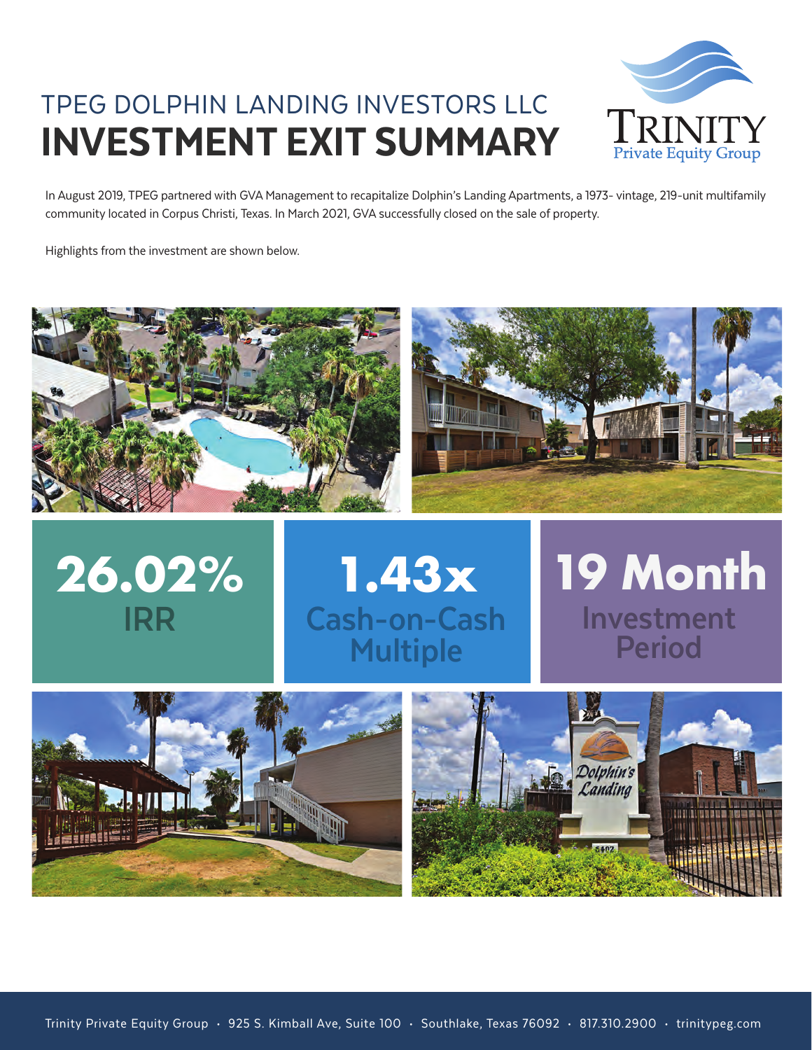# TPEG DOLPHIN LANDING INVESTORS LLC

# INVESTMENT EXIT SUMMARY

Trinity Private Equity Group

In August 2019, TPEG partnered with GVA Management to recapitalize Dolphin's Landing Apartments, a 1973- vintage, 219-unit multifamily community located in Corpus Christi, Texas. In March 2021, GVA successfully closed on the sale of property.

Highlights from the investment are shown below.

**26.02%**
IRR

**1.43x**
Cash-on-Cash Multiple

**19 Month**
Investment Period

Trinity Private Equity Group · 925 S. Kimball Ave, Suite 100 · Southlake, Texas 76092 · 817.310.2900 · trinitypeg.com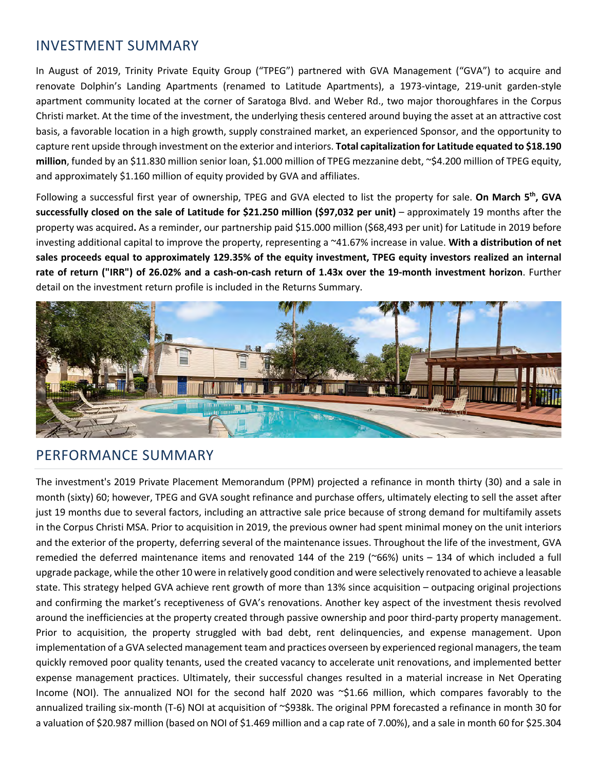## INVESTMENT SUMMARY

In August of 2019, Trinity Private Equity Group ("TPEG") partnered with GVA Management ("GVA") to acquire and renovate Dolphin's Landing Apartments (renamed to Latitude Apartments), a 1973-vintage, 219-unit garden-style apartment community located at the corner of Saratoga Blvd. and Weber Rd., two major thoroughfares in the Corpus Christi market. At the time of the investment, the underlying thesis centered around buying the asset at an attractive cost basis, a favorable location in a high growth, supply constrained market, an experienced Sponsor, and the opportunity to capture rent upside through investment on the exterior and interiors. **Total capitalization for Latitude equated to $18.190 million**, funded by an $11.830 million senior loan, $1.000 million of TPEG mezzanine debt, ~$4.200 million of TPEG equity, and approximately $1.160 million of equity provided by GVA and affiliates.

Following a successful first year of ownership, TPEG and GVA elected to list the property for sale. **On March 5th, GVA successfully closed on the sale of Latitude for $21.250 million ($97,032 per unit)** – approximately 19 months after the property was acquired**.** As a reminder, our partnership paid $15.000 million ($68,493 per unit) for Latitude in 2019 before investing additional capital to improve the property, representing a ~41.67% increase in value. **With a distribution of net sales proceeds equal to approximately 129.35% of the equity investment, TPEG equity investors realized an internal rate of return ("IRR") of 26.02% and a cash-on-cash return of 1.43x over the 19-month investment horizon**. Further detail on the investment return profile is included in the Returns Summary.

## PERFORMANCE SUMMARY

The investment's 2019 Private Placement Memorandum (PPM) projected a refinance in month thirty (30) and a sale in month (sixty) 60; however, TPEG and GVA sought refinance and purchase offers, ultimately electing to sell the asset after just 19 months due to several factors, including an attractive sale price because of strong demand for multifamily assets in the Corpus Christi MSA. Prior to acquisition in 2019, the previous owner had spent minimal money on the unit interiors and the exterior of the property, deferring several of the maintenance issues. Throughout the life of the investment, GVA remedied the deferred maintenance items and renovated 144 of the 219 (~66%) units – 134 of which included a full upgrade package, while the other 10 were in relatively good condition and were selectively renovated to achieve a leasable state. This strategy helped GVA achieve rent growth of more than 13% since acquisition – outpacing original projections and confirming the market's receptiveness of GVA's renovations. Another key aspect of the investment thesis revolved around the inefficiencies at the property created through passive ownership and poor third-party property management. Prior to acquisition, the property struggled with bad debt, rent delinquencies, and expense management. Upon implementation of a GVA selected management team and practices overseen by experienced regional managers, the team quickly removed poor quality tenants, used the created vacancy to accelerate unit renovations, and implemented better expense management practices. Ultimately, their successful changes resulted in a material increase in Net Operating Income (NOI). The annualized NOI for the second half 2020 was ~$1.66 million, which compares favorably to the annualized trailing six-month (T-6) NOI at acquisition of ~$938k. The original PPM forecasted a refinance in month 30 for a valuation of $20.987 million (based on NOI of $1.469 million and a cap rate of 7.00%), and a sale in month 60 for $25.304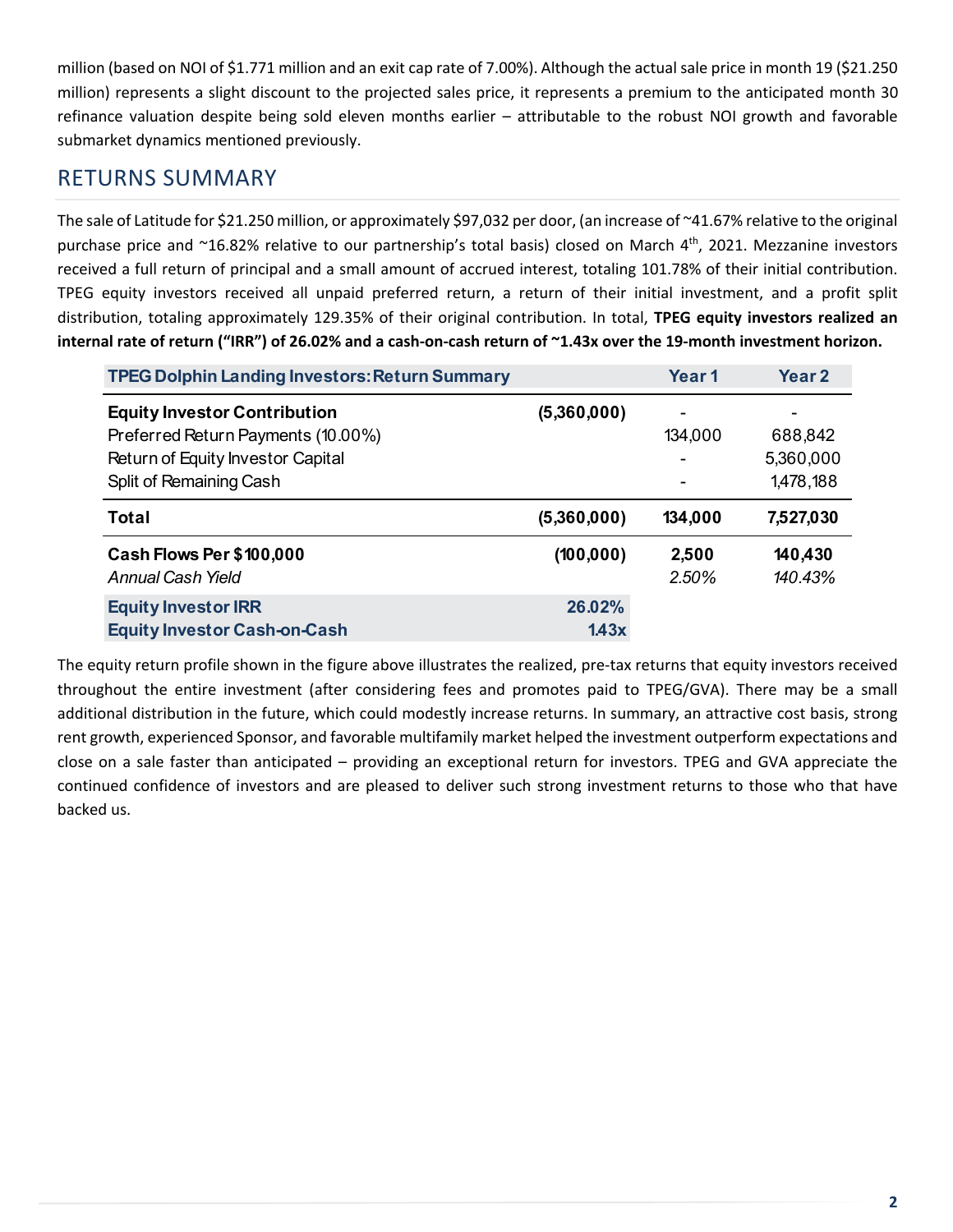million (based on NOI of $1.771 million and an exit cap rate of 7.00%). Although the actual sale price in month 19 ($21.250 million) represents a slight discount to the projected sales price, it represents a premium to the anticipated month 30 refinance valuation despite being sold eleven months earlier – attributable to the robust NOI growth and favorable submarket dynamics mentioned previously.

## RETURNS SUMMARY

The sale of Latitude for $21.250 million, or approximately $97,032 per door, (an increase of ~41.67% relative to the original purchase price and ~16.82% relative to our partnership's total basis) closed on March 4th, 2021. Mezzanine investors received a full return of principal and a small amount of accrued interest, totaling 101.78% of their initial contribution. TPEG equity investors received all unpaid preferred return, a return of their initial investment, and a profit split distribution, totaling approximately 129.35% of their original contribution. In total, **TPEG equity investors realized an internal rate of return ("IRR") of 26.02% and a cash-on-cash return of ~1.43x over the 19-month investment horizon.**

| TPEG Dolphin Landing Investors: Return Summary | | Year 1 | Year 2 |
|---|---|---|---|
| **Equity Investor Contribution** | **(5,360,000)** | - | - |
| Preferred Return Payments (10.00%) | | 134,000 | 688,842 |
| Return of Equity Investor Capital | | - | 5,360,000 |
| Split of Remaining Cash | | - | 1,478,188 |
| **Total** | **(5,360,000)** | **134,000** | **7,527,030** |
| **Cash Flows Per $100,000** | **(100,000)** | **2,500** | **140,430** |
| *Annual Cash Yield* | | *2.50%* | *140.43%* |
| **Equity Investor IRR** | **26.02%** | | |
| **Equity Investor Cash-on-Cash** | **1.43x** | | |

The equity return profile shown in the figure above illustrates the realized, pre-tax returns that equity investors received throughout the entire investment (after considering fees and promotes paid to TPEG/GVA). There may be a small additional distribution in the future, which could modestly increase returns. In summary, an attractive cost basis, strong rent growth, experienced Sponsor, and favorable multifamily market helped the investment outperform expectations and close on a sale faster than anticipated – providing an exceptional return for investors. TPEG and GVA appreciate the continued confidence of investors and are pleased to deliver such strong investment returns to those who that have backed us.